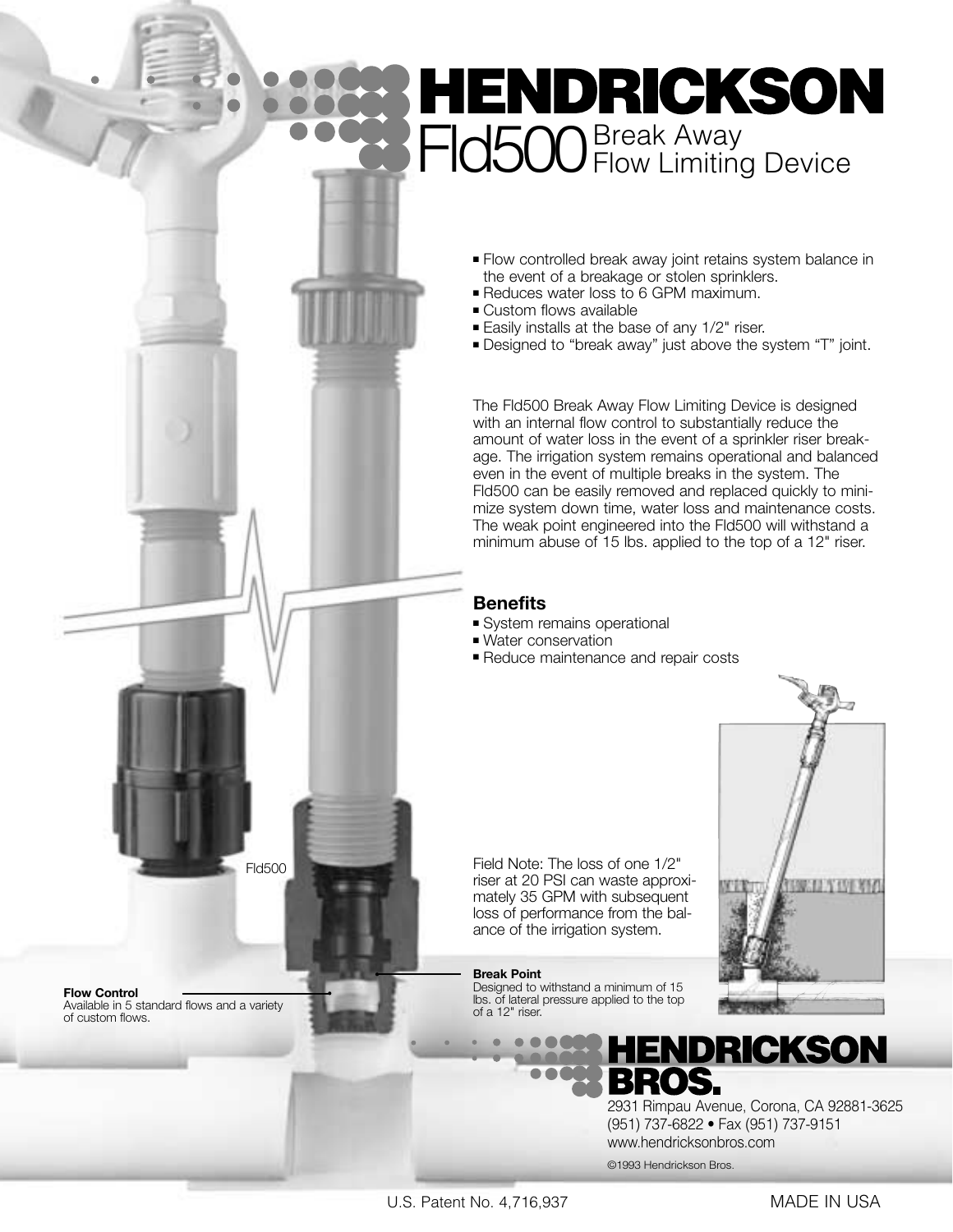# HENDRICKSON

## Fld500 Break Away Flow Limiting Device

- Flow controlled break away joint retains system balance in the event of a breakage or stolen sprinklers.
- Reduces water loss to 6 GPM maximum.
- Custom flows available
- Easily installs at the base of any 1/2" riser.
- Designed to "break away" just above the system "T" joint.

The Fld500 Break Away Flow Limiting Device is designed with an internal flow control to substantially reduce the amount of water loss in the event of a sprinkler riser breakage. The irrigation system remains operational and balanced even in the event of multiple breaks in the system. The Fld500 can be easily removed and replaced quickly to minimize system down time, water loss and maintenance costs. The weak point engineered into the Fld500 will withstand a minimum abuse of 15 lbs. applied to the top of a 12" riser.

### Benefits

- System remains operational
- Water conservation
- Reduce maintenance and repair costs

Fld500

Field Note: The loss of one 1/2" riser at 20 PSI can waste approximately 35 GPM with subsequent loss of performance from the balance of the irrigation system.

**Flow Control**
Available in 5 standard flows and a variety of custom flows.

**Break Point**
Designed to withstand a minimum of 15 lbs. of lateral pressure applied to the top of a 12" riser.

**HENDRICKSON BROS.**
2931 Rimpau Avenue, Corona, CA 92881-3625
(951) 737-6822 • Fax (951) 737-9151
www.hendricksonbros.com

©1993 Hendrickson Bros.

U.S. Patent No. 4,716,937

MADE IN USA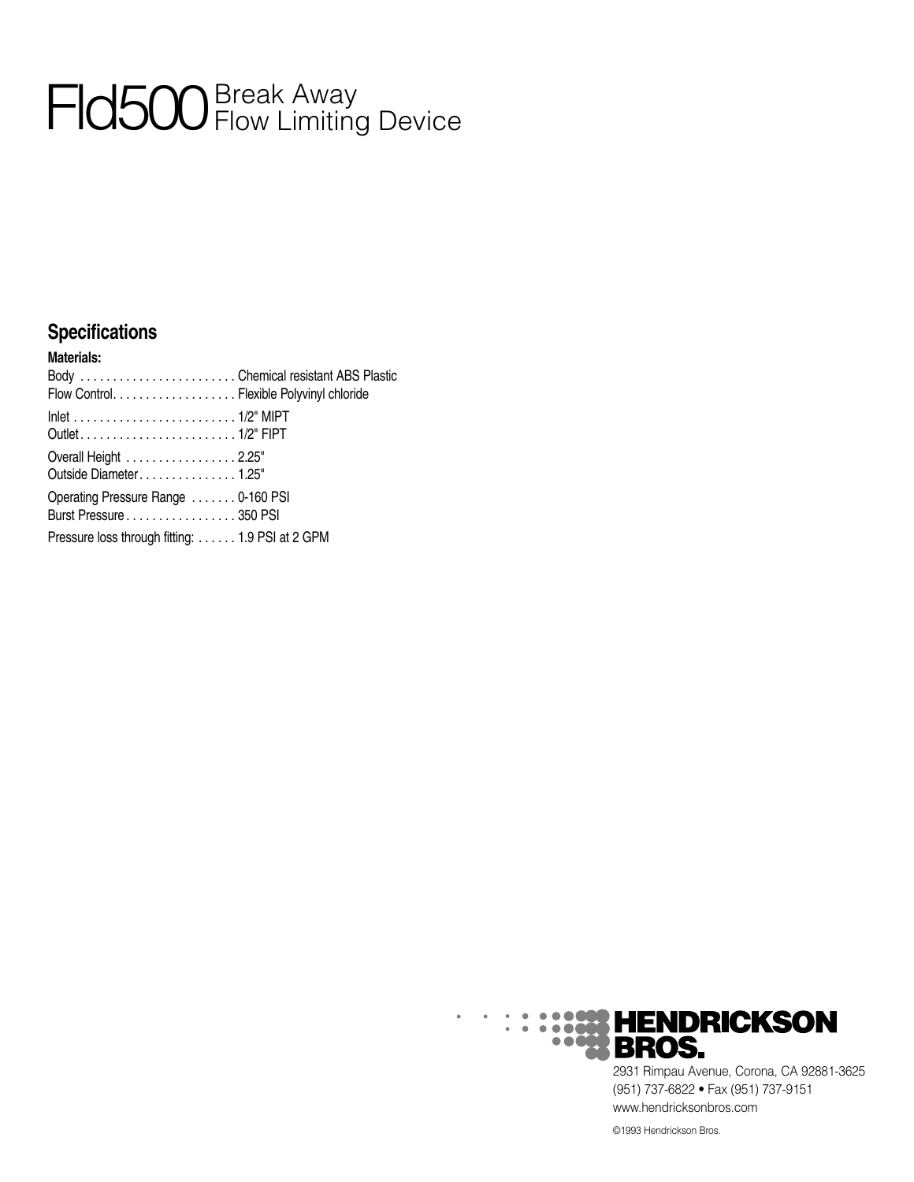# Fld500 Break Away Flow Limiting Device

## Specifications

**Materials:**

Body . . . . . . . . . . . . . . . . . . . . . . . . Chemical resistant ABS Plastic
Flow Control. . . . . . . . . . . . . . . . . . . Flexible Polyvinyl chloride

Inlet . . . . . . . . . . . . . . . . . . . . . . . . . 1/2" MIPT
Outlet . . . . . . . . . . . . . . . . . . . . . . . . 1/2" FIPT

Overall Height . . . . . . . . . . . . . . . . . 2.25"
Outside Diameter . . . . . . . . . . . . . . . 1.25"

Operating Pressure Range . . . . . . . 0-160 PSI
Burst Pressure . . . . . . . . . . . . . . . . . 350 PSI

Pressure loss through fitting: . . . . . . 1.9 PSI at 2 GPM

**HENDRICKSON BROS.**

2931 Rimpau Avenue, Corona, CA 92881-3625
(951) 737-6822 • Fax (951) 737-9151
www.hendricksonbros.com

©1993 Hendrickson Bros.